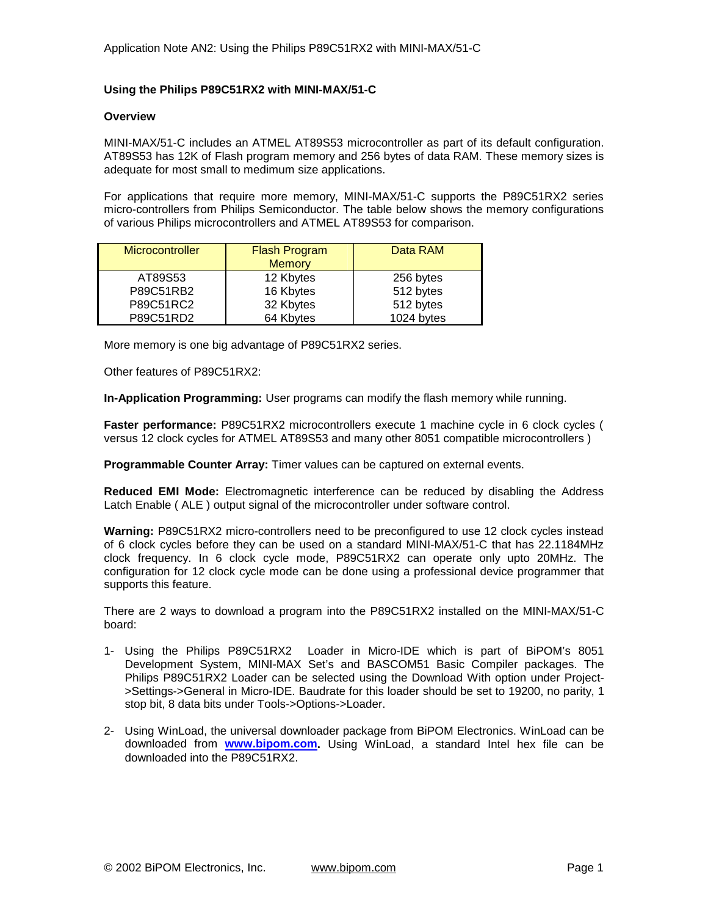## Using the Philips P89C51RX2 with MINI-MAX/51-C

### Overview

MINI-MAX/51-C includes an ATMEL AT89S53 microcontroller as part of its default configuration. AT89S53 has 12K of Flash program memory and 256 bytes of data RAM. These memory sizes is adequate for most small to medimum size applications.

For applications that require more memory, MINI-MAX/51-C supports the P89C51RX2 series micro-controllers from Philips Semiconductor. The table below shows the memory configurations of various Philips microcontrollers and ATMEL AT89S53 for comparison.

| Microcontroller | Flash Program Memory | Data RAM |
|---|---|---|
| AT89S53 | 12 Kbytes | 256 bytes |
| P89C51RB2 | 16 Kbytes | 512 bytes |
| P89C51RC2 | 32 Kbytes | 512 bytes |
| P89C51RD2 | 64 Kbytes | 1024 bytes |

More memory is one big advantage of P89C51RX2 series.

Other features of P89C51RX2:

**In-Application Programming:** User programs can modify the flash memory while running.

**Faster performance:** P89C51RX2 microcontrollers execute 1 machine cycle in 6 clock cycles ( versus 12 clock cycles for ATMEL AT89S53 and many other 8051 compatible microcontrollers )

**Programmable Counter Array:** Timer values can be captured on external events.

**Reduced EMI Mode:** Electromagnetic interference can be reduced by disabling the Address Latch Enable ( ALE ) output signal of the microcontroller under software control.

**Warning:** P89C51RX2 micro-controllers need to be preconfigured to use 12 clock cycles instead of 6 clock cycles before they can be used on a standard MINI-MAX/51-C that has 22.1184MHz clock frequency. In 6 clock cycle mode, P89C51RX2 can operate only upto 20MHz. The configuration for 12 clock cycle mode can be done using a professional device programmer that supports this feature.

There are 2 ways to download a program into the P89C51RX2 installed on the MINI-MAX/51-C board:

1- Using the Philips P89C51RX2 Loader in Micro-IDE which is part of BiPOM's 8051 Development System, MINI-MAX Set's and BASCOM51 Basic Compiler packages. The Philips P89C51RX2 Loader can be selected using the Download With option under Project->Settings->General in Micro-IDE. Baudrate for this loader should be set to 19200, no parity, 1 stop bit, 8 data bits under Tools->Options->Loader.

2- Using WinLoad, the universal downloader package from BiPOM Electronics. WinLoad can be downloaded from **www.bipom.com.** Using WinLoad, a standard Intel hex file can be downloaded into the P89C51RX2.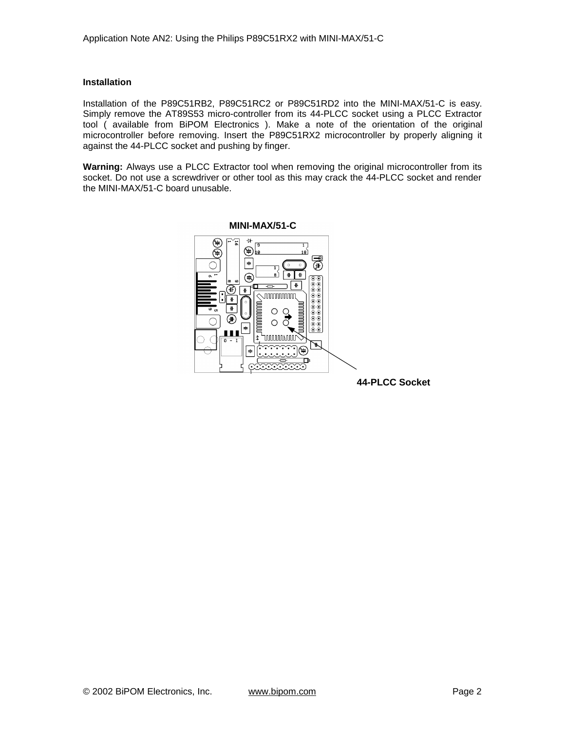## Installation

Installation of the P89C51RB2, P89C51RC2 or P89C51RD2 into the MINI-MAX/51-C is easy. Simply remove the AT89S53 micro-controller from its 44-PLCC socket using a PLCC Extractor tool ( available from BiPOM Electronics ). Make a note of the orientation of the original microcontroller before removing. Insert the P89C51RX2 microcontroller by properly aligning it against the 44-PLCC socket and pushing by finger.

**Warning:** Always use a PLCC Extractor tool when removing the original microcontroller from its socket. Do not use a screwdriver or other tool as this may crack the 44-PLCC socket and render the MINI-MAX/51-C board unusable.

**MINI-MAX/51-C**

**44-PLCC Socket**